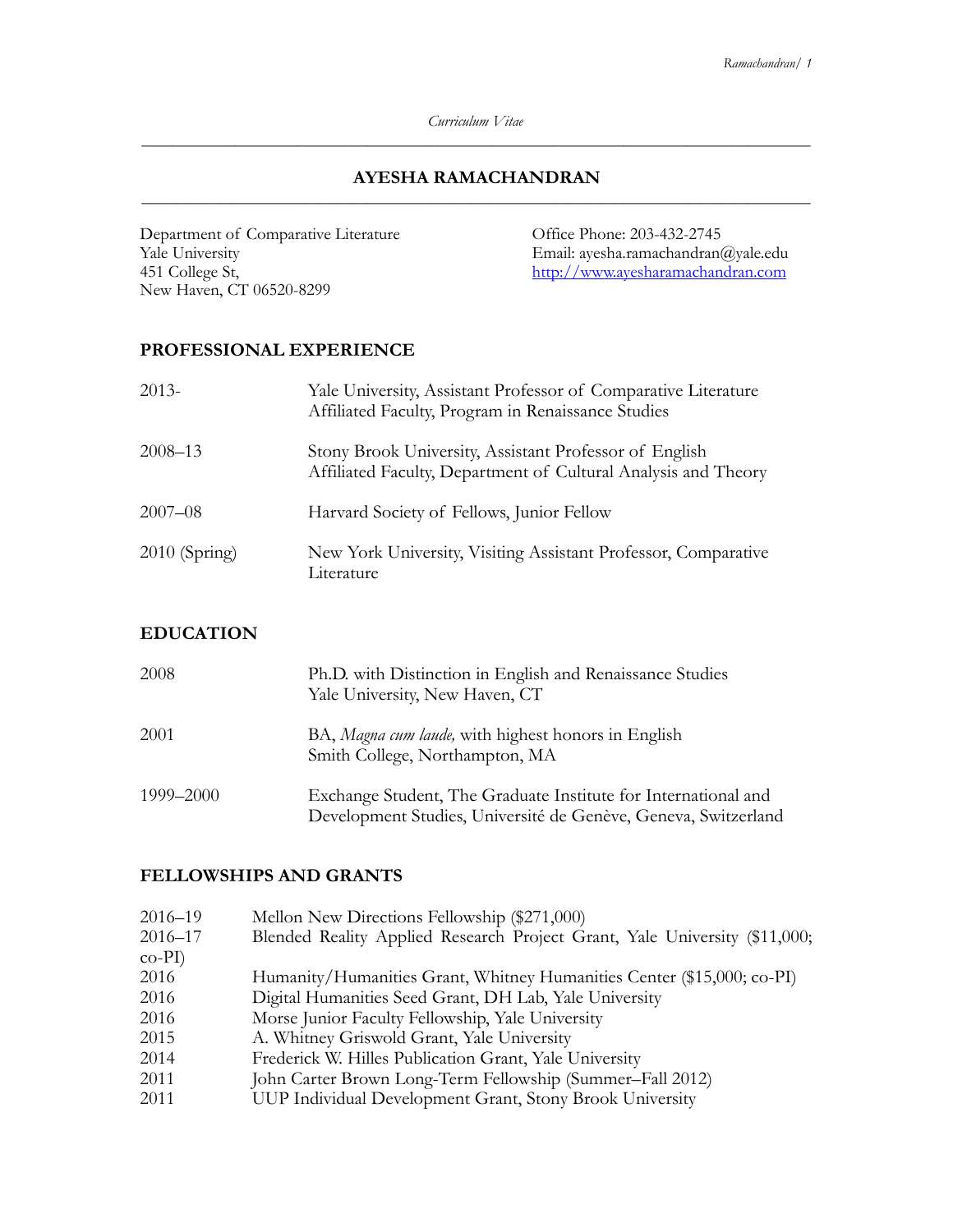*Curriculum Vitae*

# AYESHA RAMACHANDRAN

Department of Comparative Literature
Yale University
451 College St,
New Haven, CT 06520-8299

Office Phone: 203-432-2745
Email: ayesha.ramachandran@yale.edu
http://www.ayesharamachandran.com

## PROFESSIONAL EXPERIENCE

| | |
|---|---|
| 2013- | Yale University, Assistant Professor of Comparative Literature<br>Affiliated Faculty, Program in Renaissance Studies |
| 2008–13 | Stony Brook University, Assistant Professor of English<br>Affiliated Faculty, Department of Cultural Analysis and Theory |
| 2007–08 | Harvard Society of Fellows, Junior Fellow |
| 2010 (Spring) | New York University, Visiting Assistant Professor, Comparative Literature |

## EDUCATION

| | |
|---|---|
| 2008 | Ph.D. with Distinction in English and Renaissance Studies<br>Yale University, New Haven, CT |
| 2001 | BA, *Magna cum laude,* with highest honors in English<br>Smith College, Northampton, MA |
| 1999–2000 | Exchange Student, The Graduate Institute for International and Development Studies, Université de Genève, Geneva, Switzerland |

## FELLOWSHIPS AND GRANTS

| | |
|---|---|
| 2016–19 | Mellon New Directions Fellowship ($271,000) |
| 2016–17 | Blended Reality Applied Research Project Grant, Yale University ($11,000; co-PI) |
| 2016 | Humanity/Humanities Grant, Whitney Humanities Center ($15,000; co-PI) |
| 2016 | Digital Humanities Seed Grant, DH Lab, Yale University |
| 2016 | Morse Junior Faculty Fellowship, Yale University |
| 2015 | A. Whitney Griswold Grant, Yale University |
| 2014 | Frederick W. Hilles Publication Grant, Yale University |
| 2011 | John Carter Brown Long-Term Fellowship (Summer–Fall 2012) |
| 2011 | UUP Individual Development Grant, Stony Brook University |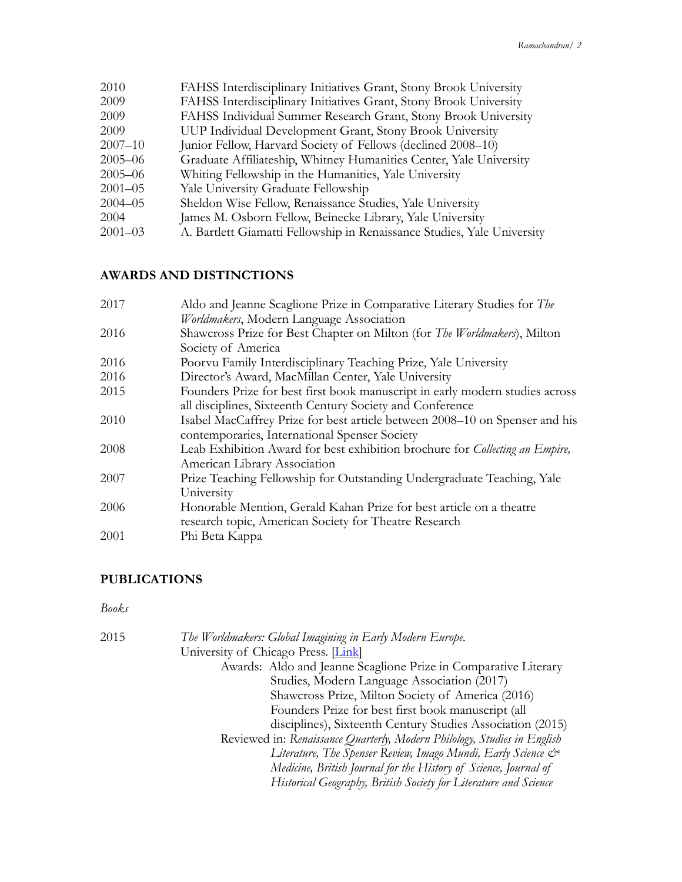2010 FAHSS Interdisciplinary Initiatives Grant, Stony Brook University
2009 FAHSS Interdisciplinary Initiatives Grant, Stony Brook University
2009 FAHSS Individual Summer Research Grant, Stony Brook University
2009 UUP Individual Development Grant, Stony Brook University
2007–10 Junior Fellow, Harvard Society of Fellows (declined 2008–10)
2005–06 Graduate Affiliateship, Whitney Humanities Center, Yale University
2005–06 Whiting Fellowship in the Humanities, Yale University
2001–05 Yale University Graduate Fellowship
2004–05 Sheldon Wise Fellow, Renaissance Studies, Yale University
2004 James M. Osborn Fellow, Beinecke Library, Yale University
2001–03 A. Bartlett Giamatti Fellowship in Renaissance Studies, Yale University

## AWARDS AND DISTINCTIONS

2017 Aldo and Jeanne Scaglione Prize in Comparative Literary Studies for *The Worldmakers*, Modern Language Association
2016 Shawcross Prize for Best Chapter on Milton (for *The Worldmakers*), Milton Society of America
2016 Poorvu Family Interdisciplinary Teaching Prize, Yale University
2016 Director's Award, MacMillan Center, Yale University
2015 Founders Prize for best first book manuscript in early modern studies across all disciplines, Sixteenth Century Society and Conference
2010 Isabel MacCaffrey Prize for best article between 2008–10 on Spenser and his contemporaries, International Spenser Society
2008 Leab Exhibition Award for best exhibition brochure for *Collecting an Empire,* American Library Association
2007 Prize Teaching Fellowship for Outstanding Undergraduate Teaching, Yale University
2006 Honorable Mention, Gerald Kahan Prize for best article on a theatre research topic, American Society for Theatre Research
2001 Phi Beta Kappa

## PUBLICATIONS

*Books*

2015 *The Worldmakers: Global Imagining in Early Modern Europe.* University of Chicago Press. [Link]

Awards: Aldo and Jeanne Scaglione Prize in Comparative Literary Studies, Modern Language Association (2017)
Shawcross Prize, Milton Society of America (2016)
Founders Prize for best first book manuscript (all disciplines), Sixteenth Century Studies Association (2015)

Reviewed in: *Renaissance Quarterly, Modern Philology, Studies in English Literature, The Spenser Review, Imago Mundi, Early Science & Medicine, British Journal for the History of Science, Journal of Historical Geography, British Society for Literature and Science*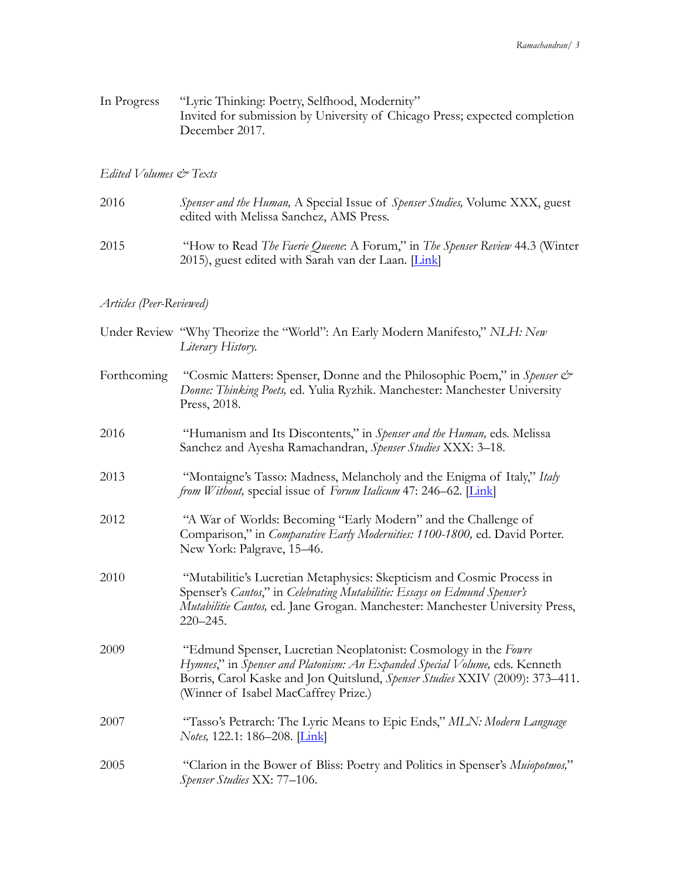In Progress "Lyric Thinking: Poetry, Selfhood, Modernity"
Invited for submission by University of Chicago Press; expected completion December 2017.

*Edited Volumes & Texts*

2016 *Spenser and the Human,* A Special Issue of *Spenser Studies,* Volume XXX, guest edited with Melissa Sanchez, AMS Press.

2015 "How to Read *The Faerie Queene*: A Forum," in *The Spenser Review* 44.3 (Winter 2015), guest edited with Sarah van der Laan. [Link]

*Articles (Peer-Reviewed)*

Under Review "Why Theorize the "World": An Early Modern Manifesto," *NLH: New Literary History.*

Forthcoming "Cosmic Matters: Spenser, Donne and the Philosophic Poem," in *Spenser & Donne: Thinking Poets,* ed. Yulia Ryzhik. Manchester: Manchester University Press, 2018.

2016 "Humanism and Its Discontents," in *Spenser and the Human,* eds. Melissa Sanchez and Ayesha Ramachandran, *Spenser Studies* XXX: 3–18.

2013 "Montaigne's Tasso: Madness, Melancholy and the Enigma of Italy," *Italy from Without,* special issue of *Forum Italicum* 47: 246–62. [Link]

2012 "A War of Worlds: Becoming "Early Modern" and the Challenge of Comparison," in *Comparative Early Modernities: 1100-1800,* ed. David Porter. New York: Palgrave, 15–46.

2010 "Mutabilitie's Lucretian Metaphysics: Skepticism and Cosmic Process in Spenser's *Cantos*," in *Celebrating Mutabilitie: Essays on Edmund Spenser's Mutabilitie Cantos,* ed. Jane Grogan. Manchester: Manchester University Press, 220–245.

2009 "Edmund Spenser, Lucretian Neoplatonist: Cosmology in the *Fowre Hymnes*," in *Spenser and Platonism: An Expanded Special Volume,* eds. Kenneth Borris, Carol Kaske and Jon Quitslund, *Spenser Studies* XXIV (2009): 373–411. (Winner of Isabel MacCaffrey Prize.)

2007 "Tasso's Petrarch: The Lyric Means to Epic Ends," *MLN: Modern Language Notes,* 122.1: 186–208. [Link]

2005 "Clarion in the Bower of Bliss: Poetry and Politics in Spenser's *Muiopotmos,*" *Spenser Studies* XX: 77–106.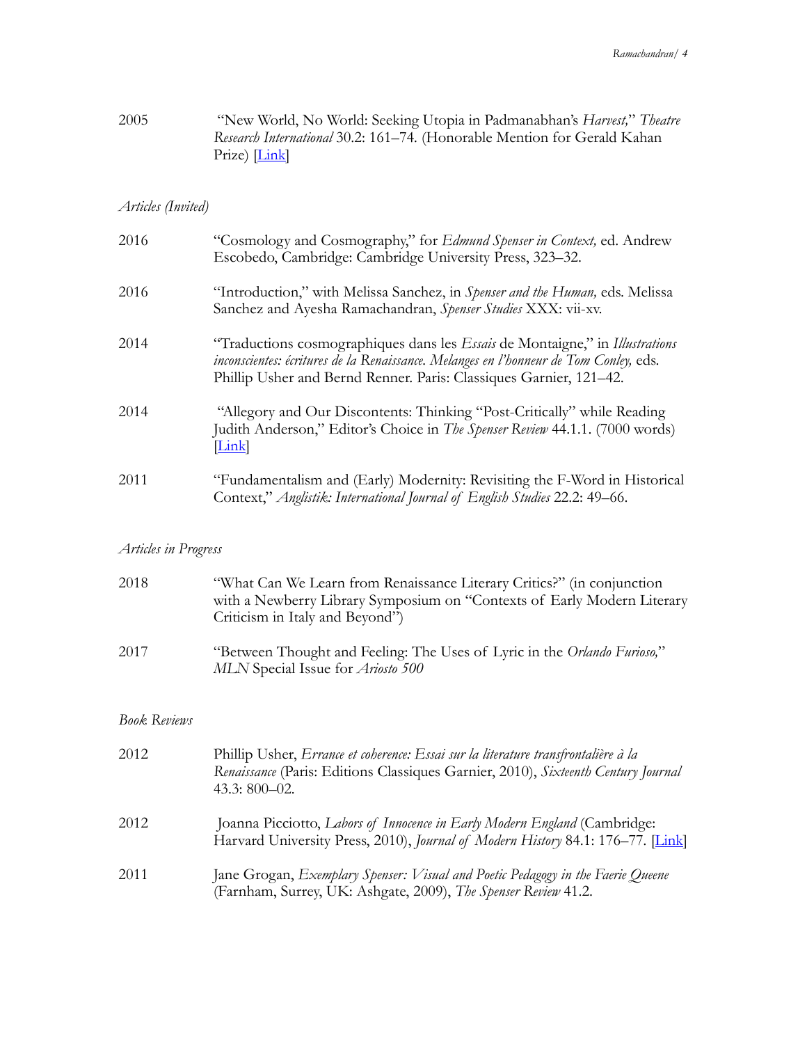2005 "New World, No World: Seeking Utopia in Padmanabhan's *Harvest,*" *Theatre Research International* 30.2: 161–74. (Honorable Mention for Gerald Kahan Prize) [Link]

*Articles (Invited)*

2016 "Cosmology and Cosmography," for *Edmund Spenser in Context,* ed. Andrew Escobedo, Cambridge: Cambridge University Press, 323–32.

2016 "Introduction," with Melissa Sanchez, in *Spenser and the Human,* eds. Melissa Sanchez and Ayesha Ramachandran, *Spenser Studies* XXX: vii-xv.

2014 "Traductions cosmographiques dans les *Essais* de Montaigne," in *Illustrations inconscientes: écritures de la Renaissance. Melanges en l'honneur de Tom Conley,* eds. Phillip Usher and Bernd Renner. Paris: Classiques Garnier, 121–42.

2014 "Allegory and Our Discontents: Thinking "Post-Critically" while Reading Judith Anderson," Editor's Choice in *The Spenser Review* 44.1.1. (7000 words) [Link]

2011 "Fundamentalism and (Early) Modernity: Revisiting the F-Word in Historical Context," *Anglistik: International Journal of English Studies* 22.2: 49–66.

*Articles in Progress*

2018 "What Can We Learn from Renaissance Literary Critics?" (in conjunction with a Newberry Library Symposium on "Contexts of Early Modern Literary Criticism in Italy and Beyond")

2017 "Between Thought and Feeling: The Uses of Lyric in the *Orlando Furioso,*" *MLN* Special Issue for *Ariosto 500*

*Book Reviews*

2012 Phillip Usher, *Errance et coherence: Essai sur la literature transfrontalière à la Renaissance* (Paris: Editions Classiques Garnier, 2010), *Sixteenth Century Journal* 43.3: 800–02.

2012 Joanna Picciotto, *Labors of Innocence in Early Modern England* (Cambridge: Harvard University Press, 2010), *Journal of Modern History* 84.1: 176–77. [Link]

2011 Jane Grogan, *Exemplary Spenser: Visual and Poetic Pedagogy in the Faerie Queene* (Farnham, Surrey, UK: Ashgate, 2009), *The Spenser Review* 41.2.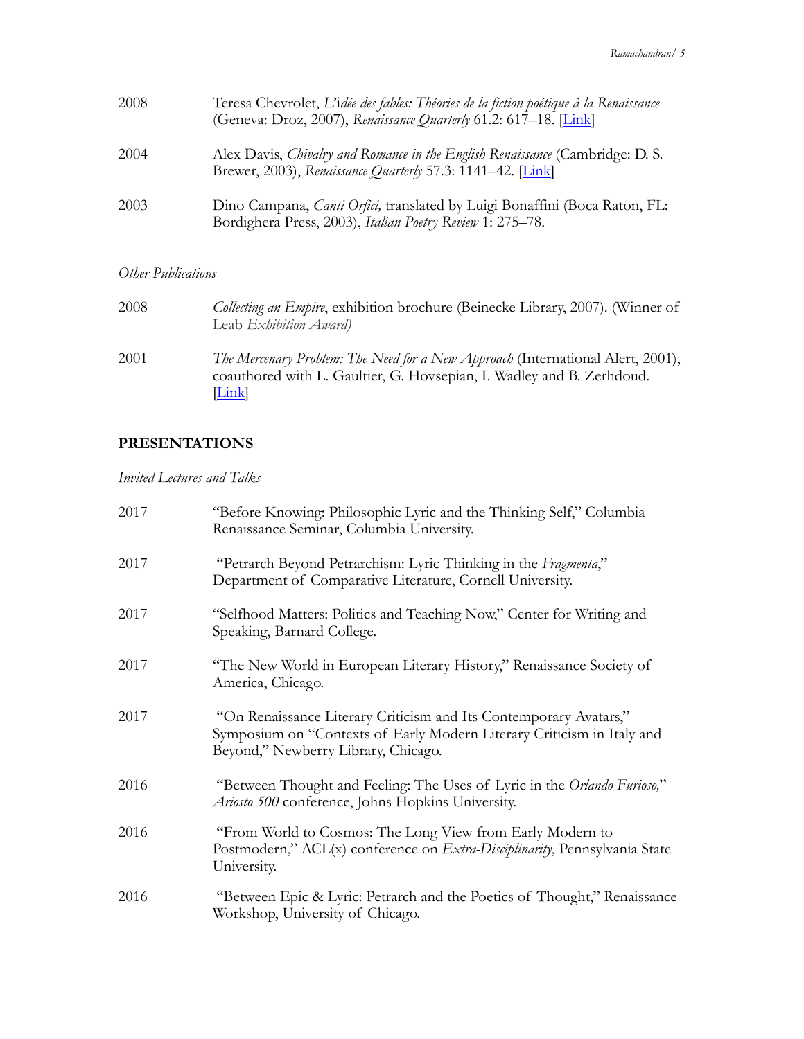| | |
|---|---|
| 2008 | Teresa Chevrolet, *L'idée des fables: Théories de la fiction poétique à la Renaissance* (Geneva: Droz, 2007), *Renaissance Quarterly* 61.2: 617–18. [Link] |
| 2004 | Alex Davis, *Chivalry and Romance in the English Renaissance* (Cambridge: D. S. Brewer, 2003), *Renaissance Quarterly* 57.3: 1141–42. [Link] |
| 2003 | Dino Campana, *Canti Orfici,* translated by Luigi Bonaffini (Boca Raton, FL: Bordighera Press, 2003), *Italian Poetry Review* 1: 275–78. |

*Other Publications*

| | |
|---|---|
| 2008 | *Collecting an Empire*, exhibition brochure (Beinecke Library, 2007). (Winner of Leab *Exhibition Award)* |
| 2001 | *The Mercenary Problem: The Need for a New Approach* (International Alert, 2001), coauthored with L. Gaultier, G. Hovsepian, I. Wadley and B. Zerhdoud. [Link] |

## PRESENTATIONS

*Invited Lectures and Talks*

| | |
|---|---|
| 2017 | "Before Knowing: Philosophic Lyric and the Thinking Self," Columbia Renaissance Seminar, Columbia University. |
| 2017 | "Petrarch Beyond Petrarchism: Lyric Thinking in the *Fragmenta*," Department of Comparative Literature, Cornell University. |
| 2017 | "Selfhood Matters: Politics and Teaching Now," Center for Writing and Speaking, Barnard College. |
| 2017 | "The New World in European Literary History," Renaissance Society of America, Chicago. |
| 2017 | "On Renaissance Literary Criticism and Its Contemporary Avatars," Symposium on "Contexts of Early Modern Literary Criticism in Italy and Beyond," Newberry Library, Chicago. |
| 2016 | "Between Thought and Feeling: The Uses of Lyric in the *Orlando Furioso,*" *Ariosto 500* conference, Johns Hopkins University. |
| 2016 | "From World to Cosmos: The Long View from Early Modern to Postmodern," ACL(x) conference on *Extra-Disciplinarity*, Pennsylvania State University. |
| 2016 | "Between Epic & Lyric: Petrarch and the Poetics of Thought," Renaissance Workshop, University of Chicago. |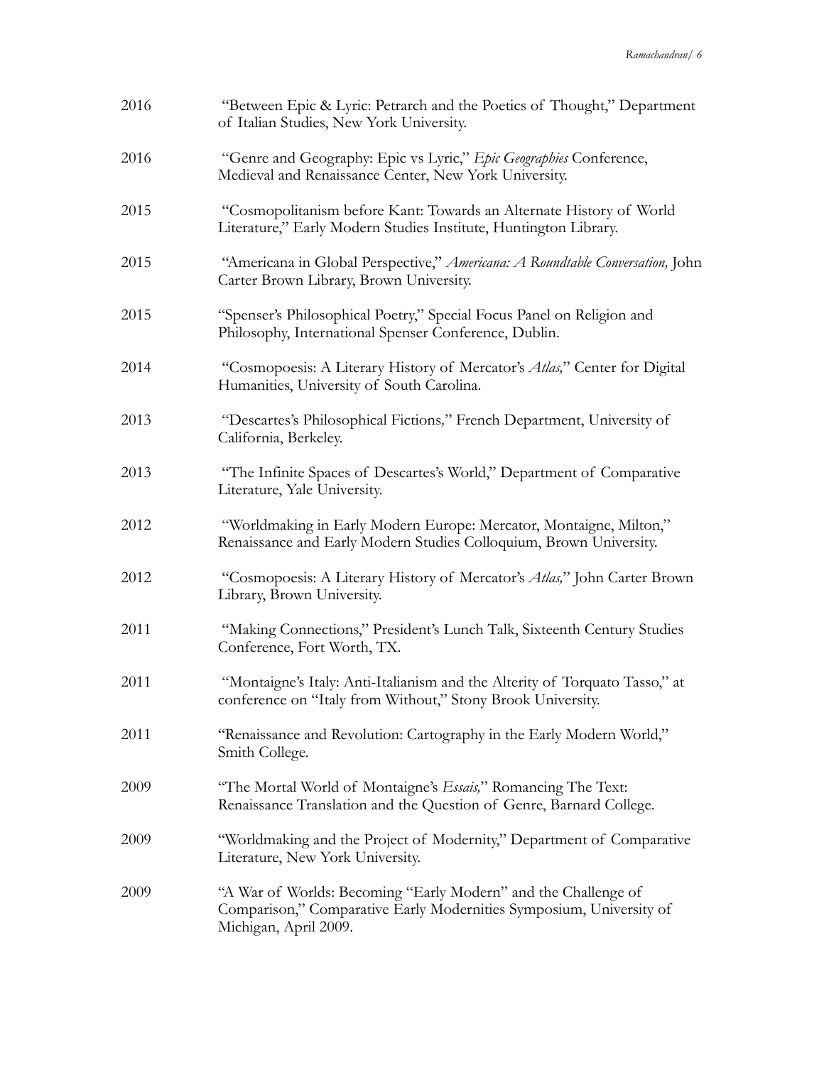2016 "Between Epic & Lyric: Petrarch and the Poetics of Thought," Department of Italian Studies, New York University.

2016 "Genre and Geography: Epic vs Lyric," *Epic Geographies* Conference, Medieval and Renaissance Center, New York University.

2015 "Cosmopolitanism before Kant: Towards an Alternate History of World Literature," Early Modern Studies Institute, Huntington Library.

2015 "Americana in Global Perspective," *Americana: A Roundtable Conversation,* John Carter Brown Library, Brown University.

2015 "Spenser's Philosophical Poetry," Special Focus Panel on Religion and Philosophy, International Spenser Conference, Dublin.

2014 "Cosmopoesis: A Literary History of Mercator's *Atlas,*" Center for Digital Humanities, University of South Carolina.

2013 "Descartes's Philosophical Fictions," French Department, University of California, Berkeley.

2013 "The Infinite Spaces of Descartes's World," Department of Comparative Literature, Yale University.

2012 "Worldmaking in Early Modern Europe: Mercator, Montaigne, Milton," Renaissance and Early Modern Studies Colloquium, Brown University.

2012 "Cosmopoesis: A Literary History of Mercator's *Atlas,*" John Carter Brown Library, Brown University.

2011 "Making Connections," President's Lunch Talk, Sixteenth Century Studies Conference, Fort Worth, TX.

2011 "Montaigne's Italy: Anti-Italianism and the Alterity of Torquato Tasso," at conference on "Italy from Without," Stony Brook University.

2011 "Renaissance and Revolution: Cartography in the Early Modern World," Smith College.

2009 "The Mortal World of Montaigne's *Essais,*" Romancing The Text: Renaissance Translation and the Question of Genre, Barnard College.

2009 "Worldmaking and the Project of Modernity," Department of Comparative Literature, New York University.

2009 "A War of Worlds: Becoming "Early Modern" and the Challenge of Comparison," Comparative Early Modernities Symposium, University of Michigan, April 2009.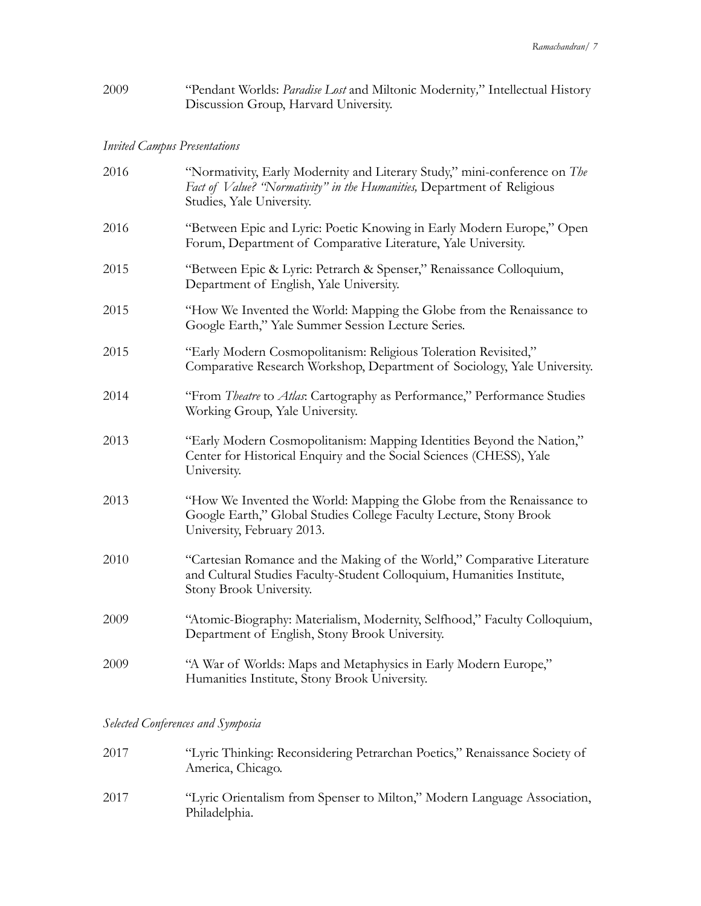2009 “Pendant Worlds: *Paradise Lost* and Miltonic Modernity,” Intellectual History Discussion Group, Harvard University.

*Invited Campus Presentations*

2016 “Normativity, Early Modernity and Literary Study,” mini-conference on *The Fact of Value? “Normativity” in the Humanities,* Department of Religious Studies, Yale University.

2016 “Between Epic and Lyric: Poetic Knowing in Early Modern Europe,” Open Forum, Department of Comparative Literature, Yale University.

2015 “Between Epic & Lyric: Petrarch & Spenser,” Renaissance Colloquium, Department of English, Yale University.

2015 “How We Invented the World: Mapping the Globe from the Renaissance to Google Earth,” Yale Summer Session Lecture Series.

2015 “Early Modern Cosmopolitanism: Religious Toleration Revisited,” Comparative Research Workshop, Department of Sociology, Yale University.

2014 “From *Theatre* to *Atlas*: Cartography as Performance,” Performance Studies Working Group, Yale University.

2013 “Early Modern Cosmopolitanism: Mapping Identities Beyond the Nation,” Center for Historical Enquiry and the Social Sciences (CHESS), Yale University.

2013 “How We Invented the World: Mapping the Globe from the Renaissance to Google Earth,” Global Studies College Faculty Lecture, Stony Brook University, February 2013.

2010 “Cartesian Romance and the Making of the World,” Comparative Literature and Cultural Studies Faculty-Student Colloquium, Humanities Institute, Stony Brook University.

2009 “Atomic-Biography: Materialism, Modernity, Selfhood,” Faculty Colloquium, Department of English, Stony Brook University.

2009 “A War of Worlds: Maps and Metaphysics in Early Modern Europe,” Humanities Institute, Stony Brook University.

*Selected Conferences and Symposia*

2017 “Lyric Thinking: Reconsidering Petrarchan Poetics,” Renaissance Society of America, Chicago.

2017 “Lyric Orientalism from Spenser to Milton,” Modern Language Association, Philadelphia.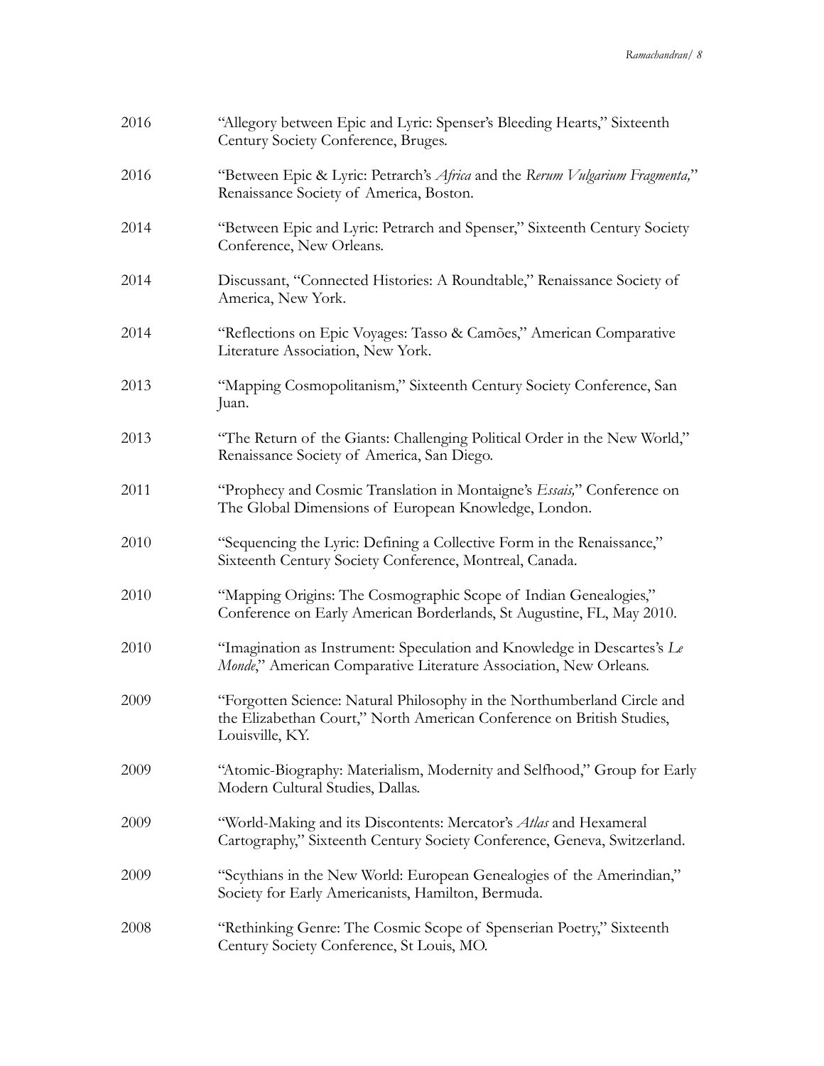2016 “Allegory between Epic and Lyric: Spenser’s Bleeding Hearts,” Sixteenth Century Society Conference, Bruges.

2016 “Between Epic & Lyric: Petrarch’s *Africa* and the *Rerum Vulgarium Fragmenta,*” Renaissance Society of America, Boston.

2014 “Between Epic and Lyric: Petrarch and Spenser,” Sixteenth Century Society Conference, New Orleans.

2014 Discussant, “Connected Histories: A Roundtable,” Renaissance Society of America, New York.

2014 “Reflections on Epic Voyages: Tasso & Camões,” American Comparative Literature Association, New York.

2013 “Mapping Cosmopolitanism,” Sixteenth Century Society Conference, San Juan.

2013 “The Return of the Giants: Challenging Political Order in the New World,” Renaissance Society of America, San Diego.

2011 “Prophecy and Cosmic Translation in Montaigne’s *Essais,*” Conference on The Global Dimensions of European Knowledge, London.

2010 “Sequencing the Lyric: Defining a Collective Form in the Renaissance,” Sixteenth Century Society Conference, Montreal, Canada.

2010 “Mapping Origins: The Cosmographic Scope of Indian Genealogies,” Conference on Early American Borderlands, St Augustine, FL, May 2010.

2010 “Imagination as Instrument: Speculation and Knowledge in Descartes’s *Le Monde*,” American Comparative Literature Association, New Orleans.

2009 “Forgotten Science: Natural Philosophy in the Northumberland Circle and the Elizabethan Court,” North American Conference on British Studies, Louisville, KY.

2009 “Atomic-Biography: Materialism, Modernity and Selfhood,” Group for Early Modern Cultural Studies, Dallas.

2009 “World-Making and its Discontents: Mercator’s *Atlas* and Hexameral Cartography,” Sixteenth Century Society Conference, Geneva, Switzerland.

2009 “Scythians in the New World: European Genealogies of the Amerindian,” Society for Early Americanists, Hamilton, Bermuda.

2008 “Rethinking Genre: The Cosmic Scope of Spenserian Poetry,” Sixteenth Century Society Conference, St Louis, MO.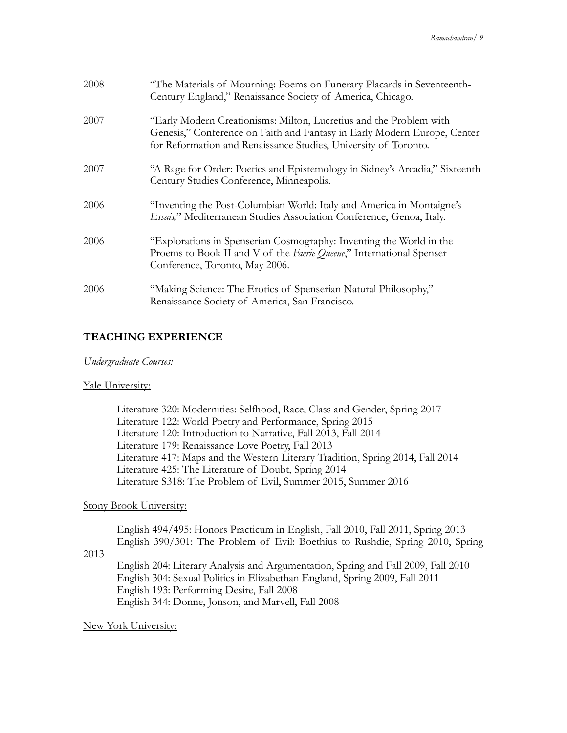2008 "The Materials of Mourning: Poems on Funerary Placards in Seventeenth-Century England," Renaissance Society of America, Chicago.

2007 "Early Modern Creationisms: Milton, Lucretius and the Problem with Genesis," Conference on Faith and Fantasy in Early Modern Europe, Center for Reformation and Renaissance Studies, University of Toronto.

2007 "A Rage for Order: Poetics and Epistemology in Sidney's Arcadia," Sixteenth Century Studies Conference, Minneapolis.

2006 "Inventing the Post-Columbian World: Italy and America in Montaigne's *Essais,*" Mediterranean Studies Association Conference, Genoa, Italy.

2006 "Explorations in Spenserian Cosmography: Inventing the World in the Proems to Book II and V of the *Faerie Queene*," International Spenser Conference, Toronto, May 2006.

2006 "Making Science: The Erotics of Spenserian Natural Philosophy," Renaissance Society of America, San Francisco.

## TEACHING EXPERIENCE

*Undergraduate Courses:*

Yale University:

Literature 320: Modernities: Selfhood, Race, Class and Gender, Spring 2017
Literature 122: World Poetry and Performance, Spring 2015
Literature 120: Introduction to Narrative, Fall 2013, Fall 2014
Literature 179: Renaissance Love Poetry, Fall 2013
Literature 417: Maps and the Western Literary Tradition, Spring 2014, Fall 2014
Literature 425: The Literature of Doubt, Spring 2014
Literature S318: The Problem of Evil, Summer 2015, Summer 2016

Stony Brook University:

English 494/495: Honors Practicum in English, Fall 2010, Fall 2011, Spring 2013
English 390/301: The Problem of Evil: Boethius to Rushdie, Spring 2010, Spring 2013
English 204: Literary Analysis and Argumentation, Spring and Fall 2009, Fall 2010
English 304: Sexual Politics in Elizabethan England, Spring 2009, Fall 2011
English 193: Performing Desire, Fall 2008
English 344: Donne, Jonson, and Marvell, Fall 2008

New York University: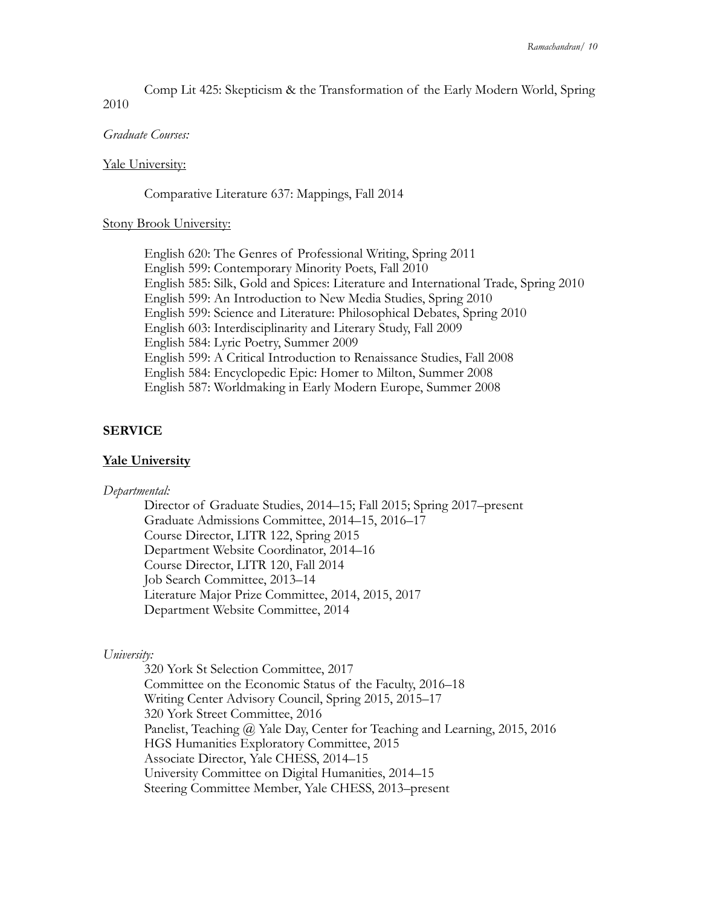Comp Lit 425: Skepticism & the Transformation of the Early Modern World, Spring 2010

*Graduate Courses:*

Yale University:

Comparative Literature 637: Mappings, Fall 2014

Stony Brook University:

English 620: The Genres of Professional Writing, Spring 2011
English 599: Contemporary Minority Poets, Fall 2010
English 585: Silk, Gold and Spices: Literature and International Trade, Spring 2010
English 599: An Introduction to New Media Studies, Spring 2010
English 599: Science and Literature: Philosophical Debates, Spring 2010
English 603: Interdisciplinarity and Literary Study, Fall 2009
English 584: Lyric Poetry, Summer 2009
English 599: A Critical Introduction to Renaissance Studies, Fall 2008
English 584: Encyclopedic Epic: Homer to Milton, Summer 2008
English 587: Worldmaking in Early Modern Europe, Summer 2008

## SERVICE

**Yale University**

*Departmental:*

Director of Graduate Studies, 2014–15; Fall 2015; Spring 2017–present
Graduate Admissions Committee, 2014–15, 2016–17
Course Director, LITR 122, Spring 2015
Department Website Coordinator, 2014–16
Course Director, LITR 120, Fall 2014
Job Search Committee, 2013–14
Literature Major Prize Committee, 2014, 2015, 2017
Department Website Committee, 2014

*University:*

320 York St Selection Committee, 2017
Committee on the Economic Status of the Faculty, 2016–18
Writing Center Advisory Council, Spring 2015, 2015–17
320 York Street Committee, 2016
Panelist, Teaching @ Yale Day, Center for Teaching and Learning, 2015, 2016
HGS Humanities Exploratory Committee, 2015
Associate Director, Yale CHESS, 2014–15
University Committee on Digital Humanities, 2014–15
Steering Committee Member, Yale CHESS, 2013–present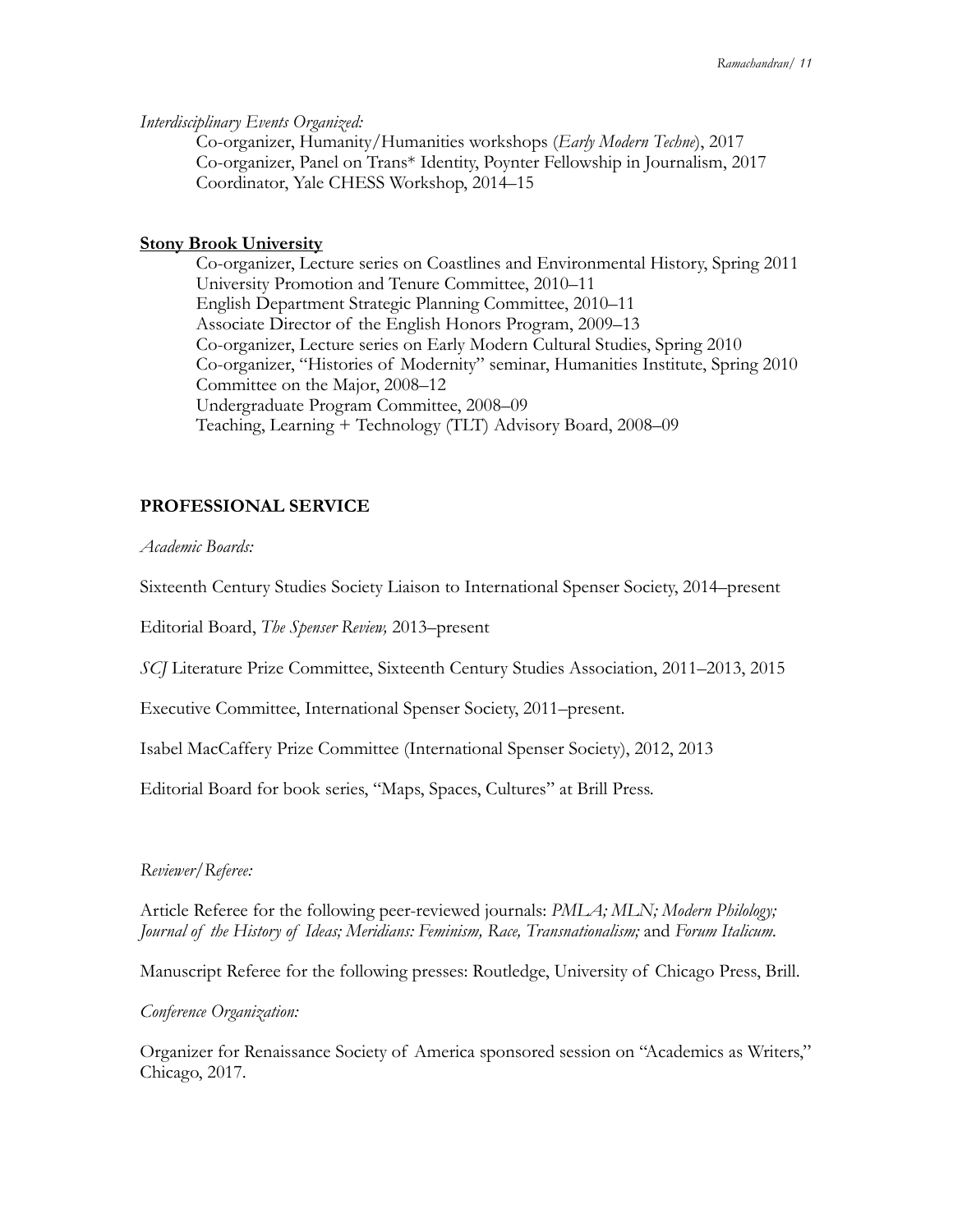*Interdisciplinary Events Organized:*

Co-organizer, Humanity/Humanities workshops (*Early Modern Techne*), 2017
Co-organizer, Panel on Trans* Identity, Poynter Fellowship in Journalism, 2017
Coordinator, Yale CHESS Workshop, 2014–15

**<u>Stony Brook University</u>**

Co-organizer, Lecture series on Coastlines and Environmental History, Spring 2011
University Promotion and Tenure Committee, 2010–11
English Department Strategic Planning Committee, 2010–11
Associate Director of the English Honors Program, 2009–13
Co-organizer, Lecture series on Early Modern Cultural Studies, Spring 2010
Co-organizer, "Histories of Modernity" seminar, Humanities Institute, Spring 2010
Committee on the Major, 2008–12
Undergraduate Program Committee, 2008–09
Teaching, Learning + Technology (TLT) Advisory Board, 2008–09

## PROFESSIONAL SERVICE

*Academic Boards:*

Sixteenth Century Studies Society Liaison to International Spenser Society, 2014–present

Editorial Board, *The Spenser Review,* 2013–present

*SCJ* Literature Prize Committee, Sixteenth Century Studies Association, 2011–2013, 2015

Executive Committee, International Spenser Society, 2011–present.

Isabel MacCaffery Prize Committee (International Spenser Society), 2012, 2013

Editorial Board for book series, "Maps, Spaces, Cultures" at Brill Press.

*Reviewer/Referee:*

Article Referee for the following peer-reviewed journals: *PMLA; MLN; Modern Philology; Journal of the History of Ideas; Meridians: Feminism, Race, Transnationalism;* and *Forum Italicum.*

Manuscript Referee for the following presses: Routledge, University of Chicago Press, Brill.

*Conference Organization:*

Organizer for Renaissance Society of America sponsored session on "Academics as Writers," Chicago, 2017.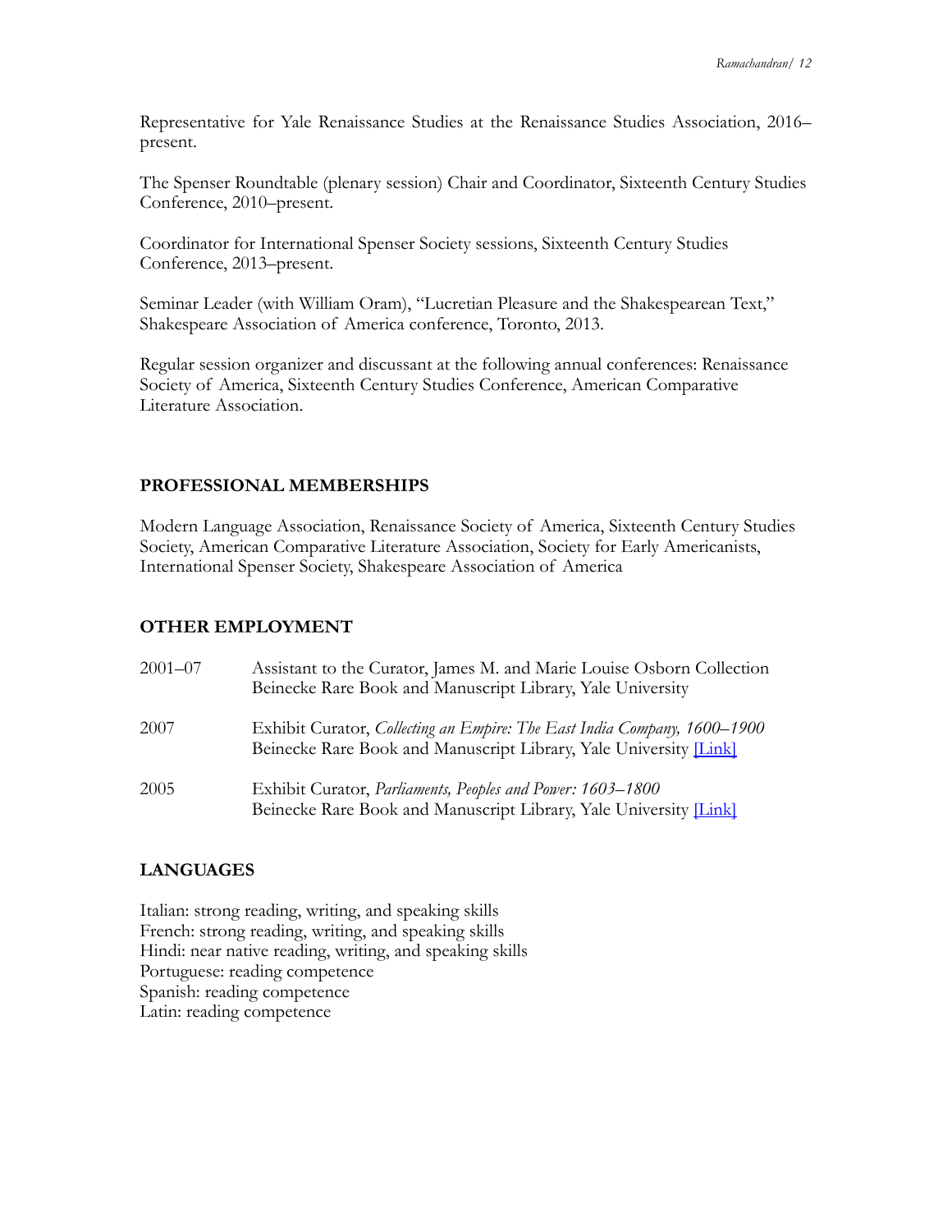Representative for Yale Renaissance Studies at the Renaissance Studies Association, 2016–present.

The Spenser Roundtable (plenary session) Chair and Coordinator, Sixteenth Century Studies Conference, 2010–present.

Coordinator for International Spenser Society sessions, Sixteenth Century Studies Conference, 2013–present.

Seminar Leader (with William Oram), "Lucretian Pleasure and the Shakespearean Text," Shakespeare Association of America conference, Toronto, 2013.

Regular session organizer and discussant at the following annual conferences: Renaissance Society of America, Sixteenth Century Studies Conference, American Comparative Literature Association.

## PROFESSIONAL MEMBERSHIPS

Modern Language Association, Renaissance Society of America, Sixteenth Century Studies Society, American Comparative Literature Association, Society for Early Americanists, International Spenser Society, Shakespeare Association of America

## OTHER EMPLOYMENT

| | |
|---|---|
| 2001–07 | Assistant to the Curator, James M. and Marie Louise Osborn Collection<br>Beinecke Rare Book and Manuscript Library, Yale University |
| 2007 | Exhibit Curator, *Collecting an Empire: The East India Company, 1600–1900*<br>Beinecke Rare Book and Manuscript Library, Yale University [Link] |
| 2005 | Exhibit Curator, *Parliaments, Peoples and Power: 1603–1800*<br>Beinecke Rare Book and Manuscript Library, Yale University [Link] |

## LANGUAGES

Italian: strong reading, writing, and speaking skills
French: strong reading, writing, and speaking skills
Hindi: near native reading, writing, and speaking skills
Portuguese: reading competence
Spanish: reading competence
Latin: reading competence